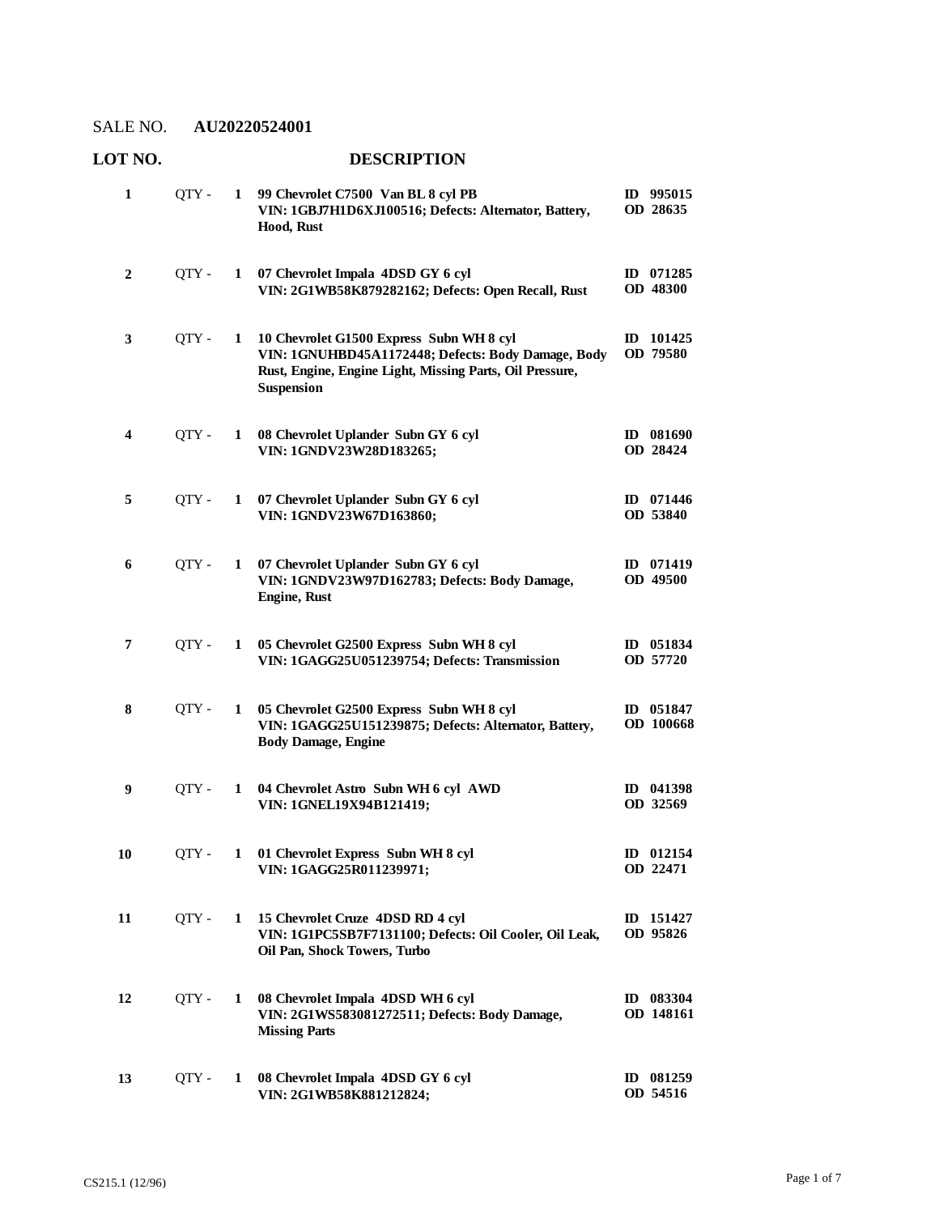SALE NO. **AU20220524001**

| LOT NO. | | | DESCRIPTION | |
|---|---|---|---|---|
| **1** | QTY - | **1** | **99 Chevrolet C7500 Van BL 8 cyl PB**<br>**VIN: 1GBJ7H1D6XJ100516; Defects: Alternator, Battery, Hood, Rust** | **ID 995015**<br>**OD 28635** |
| **2** | QTY - | **1** | **07 Chevrolet Impala 4DSD GY 6 cyl**<br>**VIN: 2G1WB58K879282162; Defects: Open Recall, Rust** | **ID 071285**<br>**OD 48300** |
| **3** | QTY - | **1** | **10 Chevrolet G1500 Express Subn WH 8 cyl**<br>**VIN: 1GNUHBD45A1172448; Defects: Body Damage, Body Rust, Engine, Engine Light, Missing Parts, Oil Pressure, Suspension** | **ID 101425**<br>**OD 79580** |
| **4** | QTY - | **1** | **08 Chevrolet Uplander Subn GY 6 cyl**<br>**VIN: 1GNDV23W28D183265;** | **ID 081690**<br>**OD 28424** |
| **5** | QTY - | **1** | **07 Chevrolet Uplander Subn GY 6 cyl**<br>**VIN: 1GNDV23W67D163860;** | **ID 071446**<br>**OD 53840** |
| **6** | QTY - | **1** | **07 Chevrolet Uplander Subn GY 6 cyl**<br>**VIN: 1GNDV23W97D162783; Defects: Body Damage, Engine, Rust** | **ID 071419**<br>**OD 49500** |
| **7** | QTY - | **1** | **05 Chevrolet G2500 Express Subn WH 8 cyl**<br>**VIN: 1GAGG25U051239754; Defects: Transmission** | **ID 051834**<br>**OD 57720** |
| **8** | QTY - | **1** | **05 Chevrolet G2500 Express Subn WH 8 cyl**<br>**VIN: 1GAGG25U151239875; Defects: Alternator, Battery, Body Damage, Engine** | **ID 051847**<br>**OD 100668** |
| **9** | QTY - | **1** | **04 Chevrolet Astro Subn WH 6 cyl AWD**<br>**VIN: 1GNEL19X94B121419;** | **ID 041398**<br>**OD 32569** |
| **10** | QTY - | **1** | **01 Chevrolet Express Subn WH 8 cyl**<br>**VIN: 1GAGG25R011239971;** | **ID 012154**<br>**OD 22471** |
| **11** | QTY - | **1** | **15 Chevrolet Cruze 4DSD RD 4 cyl**<br>**VIN: 1G1PC5SB7F7131100; Defects: Oil Cooler, Oil Leak, Oil Pan, Shock Towers, Turbo** | **ID 151427**<br>**OD 95826** |
| **12** | QTY - | **1** | **08 Chevrolet Impala 4DSD WH 6 cyl**<br>**VIN: 2G1WS583081272511; Defects: Body Damage, Missing Parts** | **ID 083304**<br>**OD 148161** |
| **13** | QTY - | **1** | **08 Chevrolet Impala 4DSD GY 6 cyl**<br>**VIN: 2G1WB58K881212824;** | **ID 081259**<br>**OD 54516** |

CS215.1 (12/96)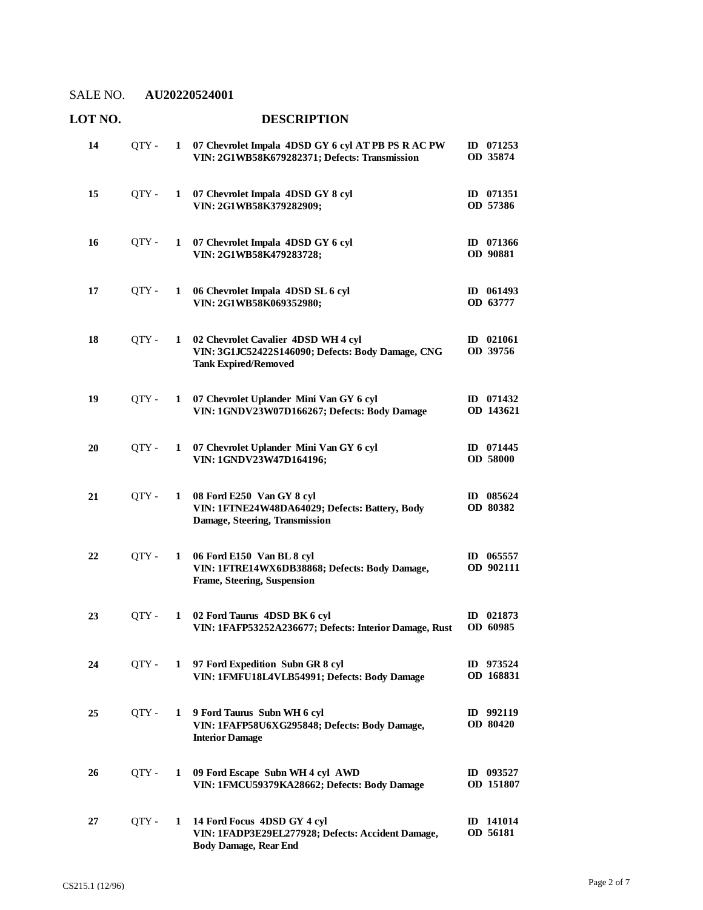SALE NO. **AU20220524001**

| LOT NO. | | | DESCRIPTION | |
|---|---|---|---|---|
| 14 | QTY - | 1 | **07 Chevrolet Impala 4DSD GY 6 cyl AT PB PS R AC PW**<br>**VIN: 2G1WB58K679282371; Defects: Transmission** | **ID 071253**<br>**OD 35874** |
| 15 | QTY - | 1 | **07 Chevrolet Impala 4DSD GY 8 cyl**<br>**VIN: 2G1WB58K379282909;** | **ID 071351**<br>**OD 57386** |
| 16 | QTY - | 1 | **07 Chevrolet Impala 4DSD GY 6 cyl**<br>**VIN: 2G1WB58K479283728;** | **ID 071366**<br>**OD 90881** |
| 17 | QTY - | 1 | **06 Chevrolet Impala 4DSD SL 6 cyl**<br>**VIN: 2G1WB58K069352980;** | **ID 061493**<br>**OD 63777** |
| 18 | QTY - | 1 | **02 Chevrolet Cavalier 4DSD WH 4 cyl**<br>**VIN: 3G1JC52422S146090; Defects: Body Damage, CNG Tank Expired/Removed** | **ID 021061**<br>**OD 39756** |
| 19 | QTY - | 1 | **07 Chevrolet Uplander Mini Van GY 6 cyl**<br>**VIN: 1GNDV23W07D166267; Defects: Body Damage** | **ID 071432**<br>**OD 143621** |
| 20 | QTY - | 1 | **07 Chevrolet Uplander Mini Van GY 6 cyl**<br>**VIN: 1GNDV23W47D164196;** | **ID 071445**<br>**OD 58000** |
| 21 | QTY - | 1 | **08 Ford E250 Van GY 8 cyl**<br>**VIN: 1FTNE24W48DA64029; Defects: Battery, Body Damage, Steering, Transmission** | **ID 085624**<br>**OD 80382** |
| 22 | QTY - | 1 | **06 Ford E150 Van BL 8 cyl**<br>**VIN: 1FTRE14WX6DB38868; Defects: Body Damage, Frame, Steering, Suspension** | **ID 065557**<br>**OD 902111** |
| 23 | QTY - | 1 | **02 Ford Taurus 4DSD BK 6 cyl**<br>**VIN: 1FAFP53252A236677; Defects: Interior Damage, Rust** | **ID 021873**<br>**OD 60985** |
| 24 | QTY - | 1 | **97 Ford Expedition Subn GR 8 cyl**<br>**VIN: 1FMFU18L4VLB54991; Defects: Body Damage** | **ID 973524**<br>**OD 168831** |
| 25 | QTY - | 1 | **9 Ford Taurus Subn WH 6 cyl**<br>**VIN: 1FAFP58U6XG295848; Defects: Body Damage, Interior Damage** | **ID 992119**<br>**OD 80420** |
| 26 | QTY - | 1 | **09 Ford Escape Subn WH 4 cyl AWD**<br>**VIN: 1FMCU59379KA28662; Defects: Body Damage** | **ID 093527**<br>**OD 151807** |
| 27 | QTY - | 1 | **14 Ford Focus 4DSD GY 4 cyl**<br>**VIN: 1FADP3E29EL277928; Defects: Accident Damage, Body Damage, Rear End** | **ID 141014**<br>**OD 56181** |

CS215.1 (12/96)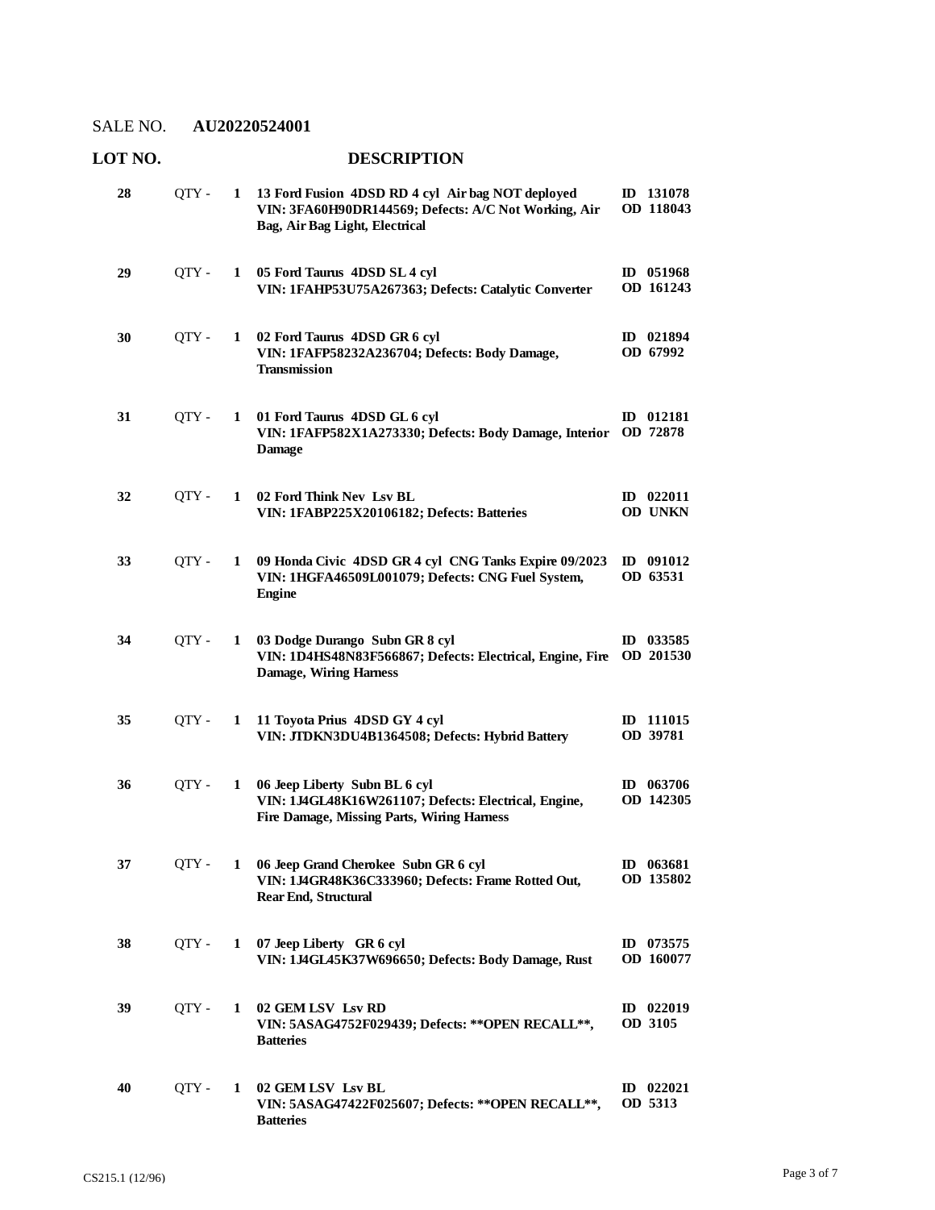SALE NO. **AU20220524001**

| LOT NO. | | | DESCRIPTION | |
|---|---|---|---|---|
| **28** | QTY - | **1** | **13 Ford Fusion 4DSD RD 4 cyl Air bag NOT deployed VIN: 3FA60H90DR144569; Defects: A/C Not Working, Air Bag, Air Bag Light, Electrical** | **ID 131078 OD 118043** |
| **29** | QTY - | **1** | **05 Ford Taurus 4DSD SL 4 cyl VIN: 1FAHP53U75A267363; Defects: Catalytic Converter** | **ID 051968 OD 161243** |
| **30** | QTY - | **1** | **02 Ford Taurus 4DSD GR 6 cyl VIN: 1FAFP58232A236704; Defects: Body Damage, Transmission** | **ID 021894 OD 67992** |
| **31** | QTY - | **1** | **01 Ford Taurus 4DSD GL 6 cyl VIN: 1FAFP582X1A273330; Defects: Body Damage, Interior Damage** | **ID 012181 OD 72878** |
| **32** | QTY - | **1** | **02 Ford Think Nev Lsv BL VIN: 1FABP225X20106182; Defects: Batteries** | **ID 022011 OD UNKN** |
| **33** | QTY - | **1** | **09 Honda Civic 4DSD GR 4 cyl CNG Tanks Expire 09/2023 VIN: 1HGFA46509L001079; Defects: CNG Fuel System, Engine** | **ID 091012 OD 63531** |
| **34** | QTY - | **1** | **03 Dodge Durango Subn GR 8 cyl VIN: 1D4HS48N83F566867; Defects: Electrical, Engine, Fire Damage, Wiring Harness** | **ID 033585 OD 201530** |
| **35** | QTY - | **1** | **11 Toyota Prius 4DSD GY 4 cyl VIN: JTDKN3DU4B1364508; Defects: Hybrid Battery** | **ID 111015 OD 39781** |
| **36** | QTY - | **1** | **06 Jeep Liberty Subn BL 6 cyl VIN: 1J4GL48K16W261107; Defects: Electrical, Engine, Fire Damage, Missing Parts, Wiring Harness** | **ID 063706 OD 142305** |
| **37** | QTY - | **1** | **06 Jeep Grand Cherokee Subn GR 6 cyl VIN: 1J4GR48K36C333960; Defects: Frame Rotted Out, Rear End, Structural** | **ID 063681 OD 135802** |
| **38** | QTY - | **1** | **07 Jeep Liberty GR 6 cyl VIN: 1J4GL45K37W696650; Defects: Body Damage, Rust** | **ID 073575 OD 160077** |
| **39** | QTY - | **1** | **02 GEM LSV Lsv RD VIN: 5ASAG4752F029439; Defects: **OPEN RECALL**, Batteries** | **ID 022019 OD 3105** |
| **40** | QTY - | **1** | **02 GEM LSV Lsv BL VIN: 5ASAG47422F025607; Defects: **OPEN RECALL**, Batteries** | **ID 022021 OD 5313** |

CS215.1 (12/96)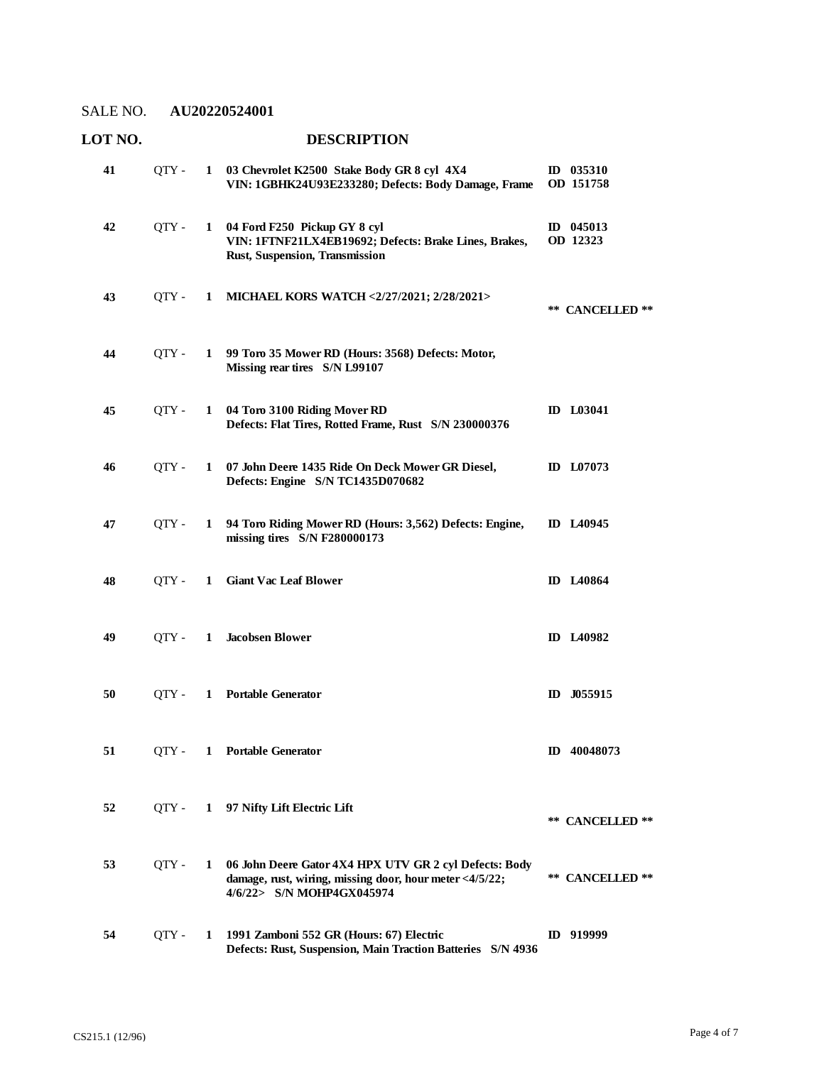SALE NO. **AU20220524001**

| LOT NO. | | | DESCRIPTION | |
|---|---|---|---|---|
| **41** | QTY - | **1** | **03 Chevrolet K2500 Stake Body GR 8 cyl 4X4 VIN: 1GBHK24U93E233280; Defects: Body Damage, Frame** | **ID 035310 OD 151758** |
| **42** | QTY - | **1** | **04 Ford F250 Pickup GY 8 cyl VIN: 1FTNF21LX4EB19692; Defects: Brake Lines, Brakes, Rust, Suspension, Transmission** | **ID 045013 OD 12323** |
| **43** | QTY - | **1** | **MICHAEL KORS WATCH <2/27/2021; 2/28/2021>** | **\*\* CANCELLED \*\*** |
| **44** | QTY - | **1** | **99 Toro 35 Mower RD (Hours: 3568) Defects: Motor, Missing rear tires S/N L99107** | |
| **45** | QTY - | **1** | **04 Toro 3100 Riding Mover RD Defects: Flat Tires, Rotted Frame, Rust S/N 230000376** | **ID L03041** |
| **46** | QTY - | **1** | **07 John Deere 1435 Ride On Deck Mower GR Diesel, Defects: Engine S/N TC1435D070682** | **ID L07073** |
| **47** | QTY - | **1** | **94 Toro Riding Mower RD (Hours: 3,562) Defects: Engine, missing tires S/N F280000173** | **ID L40945** |
| **48** | QTY - | **1** | **Giant Vac Leaf Blower** | **ID L40864** |
| **49** | QTY - | **1** | **Jacobsen Blower** | **ID L40982** |
| **50** | QTY - | **1** | **Portable Generator** | **ID J055915** |
| **51** | QTY - | **1** | **Portable Generator** | **ID 40048073** |
| **52** | QTY - | **1** | **97 Nifty Lift Electric Lift** | **\*\* CANCELLED \*\*** |
| **53** | QTY - | **1** | **06 John Deere Gator 4X4 HPX UTV GR 2 cyl Defects: Body damage, rust, wiring, missing door, hour meter <4/5/22; 4/6/22> S/N MOHP4GX045974** | **\*\* CANCELLED \*\*** |
| **54** | QTY - | **1** | **1991 Zamboni 552 GR (Hours: 67) Electric Defects: Rust, Suspension, Main Traction Batteries S/N 4936** | **ID 919999** |

CS215.1 (12/96)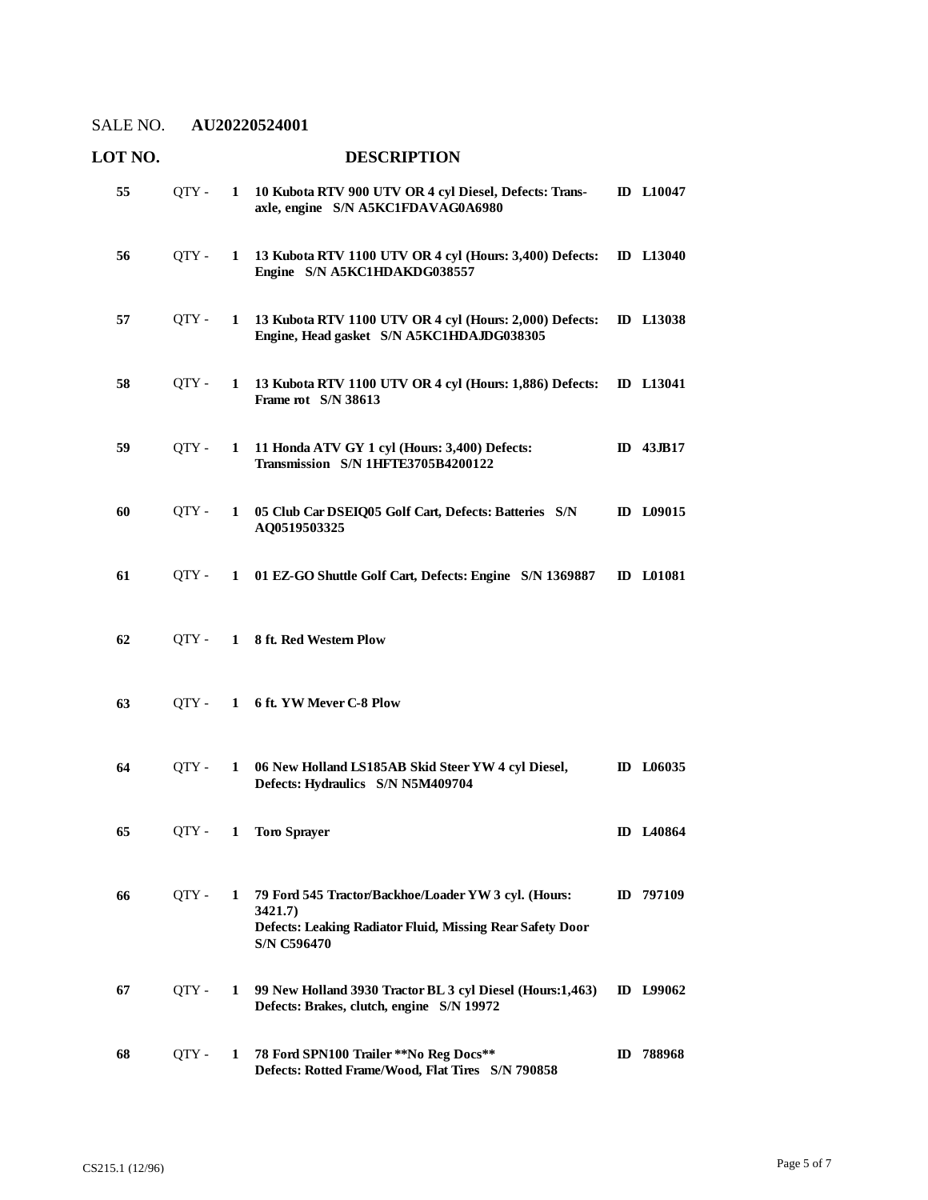SALE NO. **AU20220524001**

| LOT NO. | | | DESCRIPTION | |
|---|---|---|---|---|
| 55 | QTY - | 1 | **10 Kubota RTV 900 UTV OR 4 cyl Diesel, Defects: Trans-axle, engine S/N A5KC1FDAVAG0A6980** | **ID L10047** |
| 56 | QTY - | 1 | **13 Kubota RTV 1100 UTV OR 4 cyl (Hours: 3,400) Defects: Engine S/N A5KC1HDAKDG038557** | **ID L13040** |
| 57 | QTY - | 1 | **13 Kubota RTV 1100 UTV OR 4 cyl (Hours: 2,000) Defects: Engine, Head gasket S/N A5KC1HDAJDG038305** | **ID L13038** |
| 58 | QTY - | 1 | **13 Kubota RTV 1100 UTV OR 4 cyl (Hours: 1,886) Defects: Frame rot S/N 38613** | **ID L13041** |
| 59 | QTY - | 1 | **11 Honda ATV GY 1 cyl (Hours: 3,400) Defects: Transmission S/N 1HFTE3705B4200122** | **ID 43JB17** |
| 60 | QTY - | 1 | **05 Club Car DSEIQ05 Golf Cart, Defects: Batteries S/N AQ0519503325** | **ID L09015** |
| 61 | QTY - | 1 | **01 EZ-GO Shuttle Golf Cart, Defects: Engine S/N 1369887** | **ID L01081** |
| 62 | QTY - | 1 | **8 ft. Red Western Plow** | |
| 63 | QTY - | 1 | **6 ft. YW Mever C-8 Plow** | |
| 64 | QTY - | 1 | **06 New Holland LS185AB Skid Steer YW 4 cyl Diesel, Defects: Hydraulics S/N N5M409704** | **ID L06035** |
| 65 | QTY - | 1 | **Toro Sprayer** | **ID L40864** |
| 66 | QTY - | 1 | **79 Ford 545 Tractor/Backhoe/Loader YW 3 cyl. (Hours: 3421.7) Defects: Leaking Radiator Fluid, Missing Rear Safety Door S/N C596470** | **ID 797109** |
| 67 | QTY - | 1 | **99 New Holland 3930 Tractor BL 3 cyl Diesel (Hours:1,463) Defects: Brakes, clutch, engine S/N 19972** | **ID L99062** |
| 68 | QTY - | 1 | **78 Ford SPN100 Trailer **No Reg Docs** Defects: Rotted Frame/Wood, Flat Tires S/N 790858** | **ID 788968** |

CS215.1 (12/96)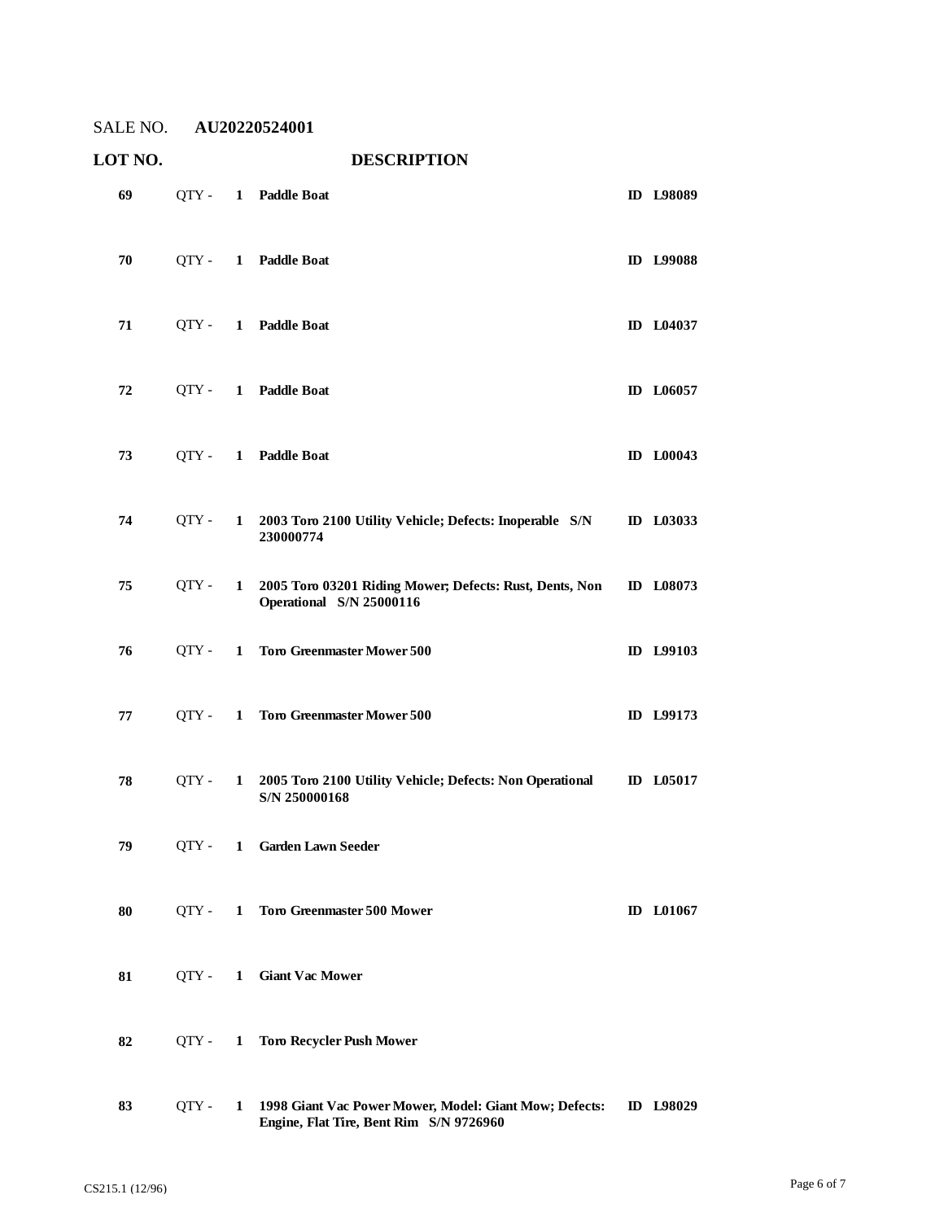SALE NO. **AU20220524001**

| LOT NO. | | | DESCRIPTION | |
|---|---|---|---|---|
| **69** | QTY - | **1** | **Paddle Boat** | **ID L98089** |
| **70** | QTY - | **1** | **Paddle Boat** | **ID L99088** |
| **71** | QTY - | **1** | **Paddle Boat** | **ID L04037** |
| **72** | QTY - | **1** | **Paddle Boat** | **ID L06057** |
| **73** | QTY - | **1** | **Paddle Boat** | **ID L00043** |
| **74** | QTY - | **1** | **2003 Toro 2100 Utility Vehicle; Defects: Inoperable S/N 230000774** | **ID L03033** |
| **75** | QTY - | **1** | **2005 Toro 03201 Riding Mower; Defects: Rust, Dents, Non Operational S/N 25000116** | **ID L08073** |
| **76** | QTY - | **1** | **Toro Greenmaster Mower 500** | **ID L99103** |
| **77** | QTY - | **1** | **Toro Greenmaster Mower 500** | **ID L99173** |
| **78** | QTY - | **1** | **2005 Toro 2100 Utility Vehicle; Defects: Non Operational S/N 250000168** | **ID L05017** |
| **79** | QTY - | **1** | **Garden Lawn Seeder** | |
| **80** | QTY - | **1** | **Toro Greenmaster 500 Mower** | **ID L01067** |
| **81** | QTY - | **1** | **Giant Vac Mower** | |
| **82** | QTY - | **1** | **Toro Recycler Push Mower** | |
| **83** | QTY - | **1** | **1998 Giant Vac Power Mower, Model: Giant Mow; Defects: Engine, Flat Tire, Bent Rim S/N 9726960** | **ID L98029** |

CS215.1 (12/96)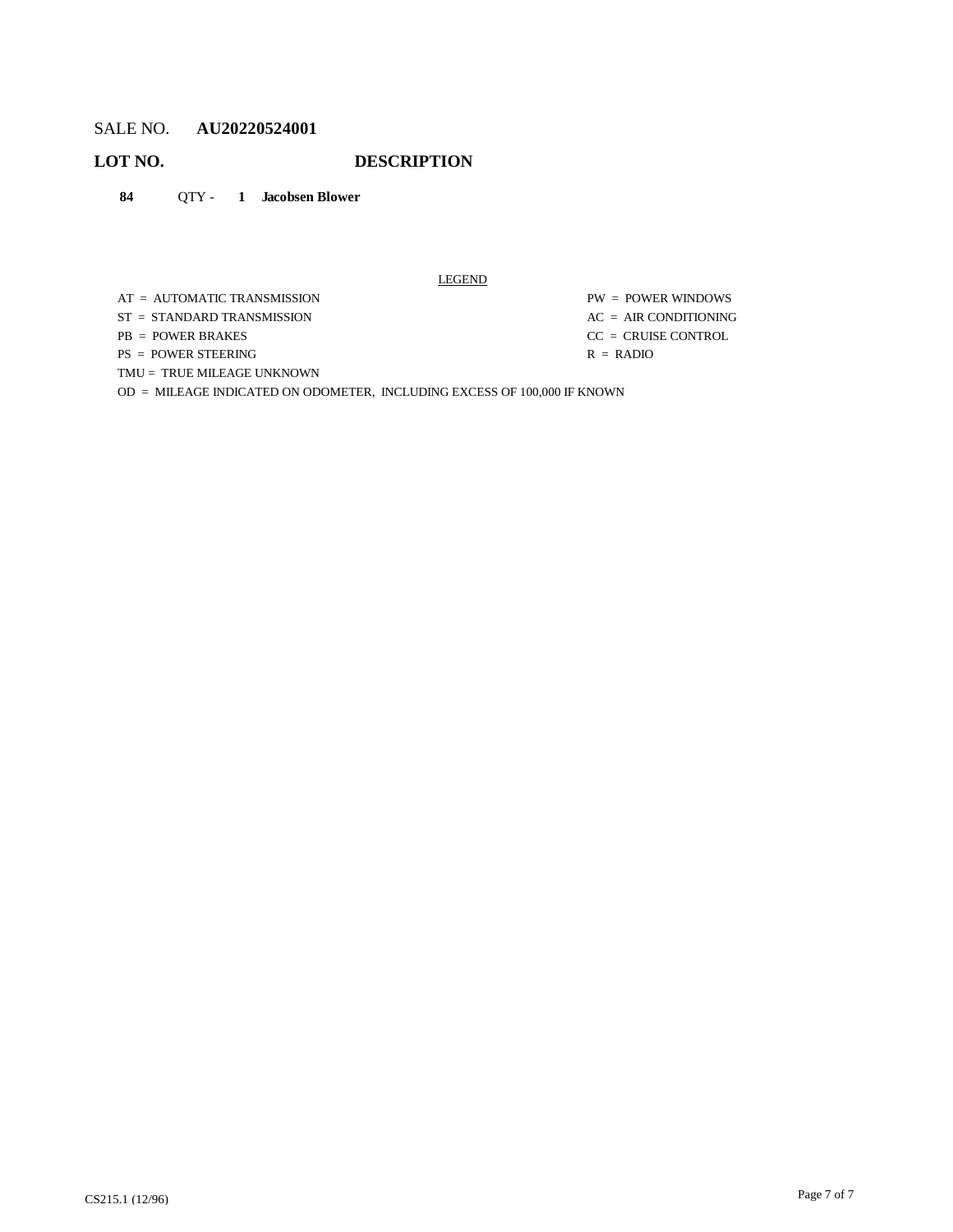SALE NO. **AU20220524001**

**LOT NO.** **DESCRIPTION**

**84** QTY - **1** **Jacobsen Blower**

LEGEND

AT = AUTOMATIC TRANSMISSION
ST = STANDARD TRANSMISSION
PB = POWER BRAKES
PS = POWER STEERING
TMU = TRUE MILEAGE UNKNOWN
OD = MILEAGE INDICATED ON ODOMETER, INCLUDING EXCESS OF 100,000 IF KNOWN

PW = POWER WINDOWS
AC = AIR CONDITIONING
CC = CRUISE CONTROL
R = RADIO

CS215.1 (12/96)